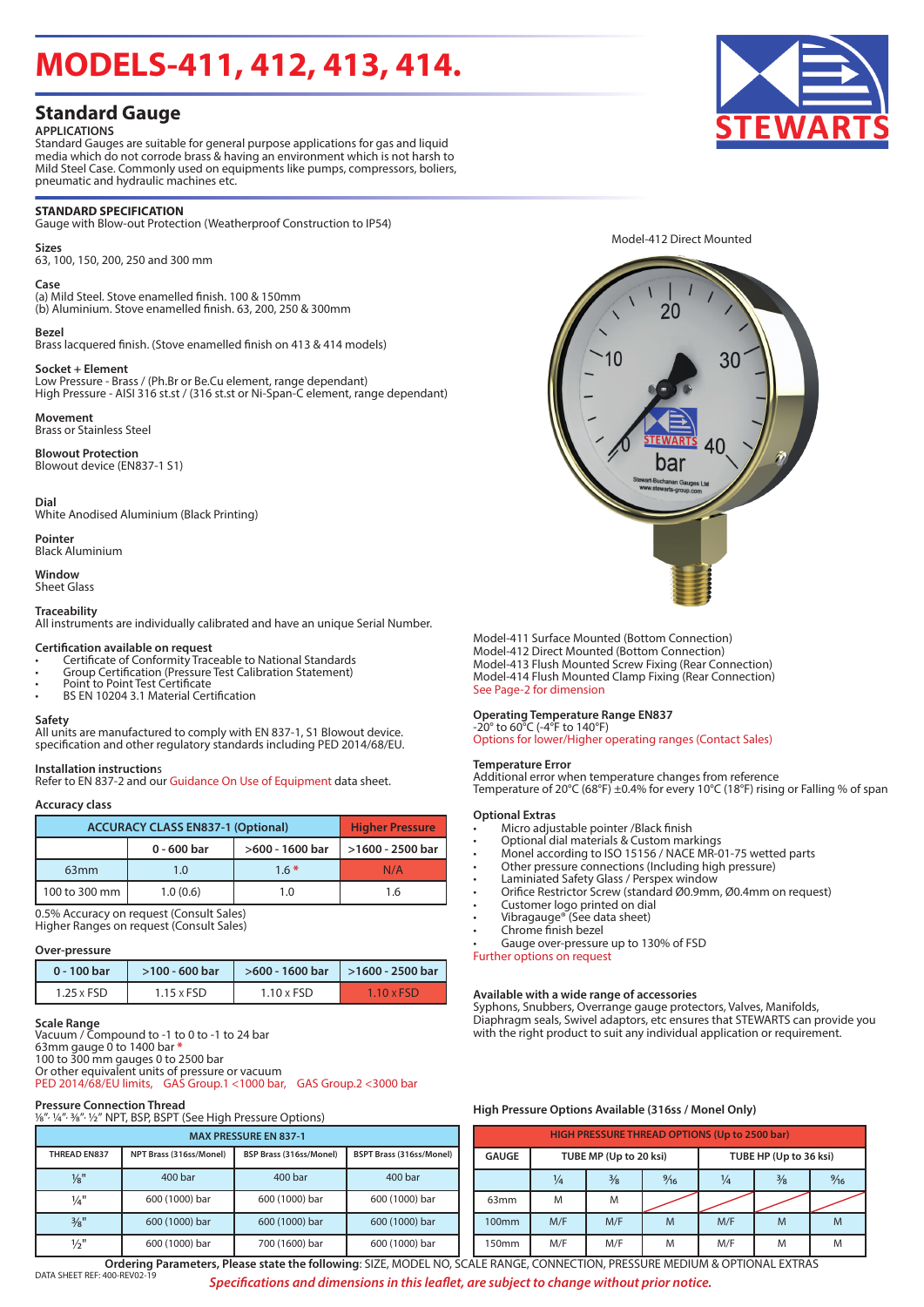# MODELS-411, 412, 413, 414.

## Standard Gauge

**APPLICATIONS**
Standard Gauges are suitable for general purpose applications for gas and liquid media which do not corrode brass & having an environment which is not harsh to Mild Steel Case. Commonly used on equipments like pumps, compressors, boliers, pneumatic and hydraulic machines etc.

**STANDARD SPECIFICATION**
Gauge with Blow-out Protection (Weatherproof Construction to IP54)

**Sizes**
63, 100, 150, 200, 250 and 300 mm

**Case**
(a) Mild Steel. Stove enamelled finish. 100 & 150mm
(b) Aluminium. Stove enamelled finish. 63, 200, 250 & 300mm

**Bezel**
Brass lacquered finish. (Stove enamelled finish on 413 & 414 models)

**Socket + Element**
Low Pressure - Brass / (Ph.Br or Be.Cu element, range dependant)
High Pressure - AISI 316 st.st / (316 st.st or Ni-Span-C element, range dependant)

**Movement**
Brass or Stainless Steel

**Blowout Protection**
Blowout device (EN837-1 S1)

**Dial**
White Anodised Aluminium (Black Printing)

**Pointer**
Black Aluminium

**Window**
Sheet Glass

**Traceability**
All instruments are individually calibrated and have an unique Serial Number.

**Certification available on request**
- Certificate of Conformity Traceable to National Standards
- Group Certification (Pressure Test Calibration Statement)
- Point to Point Test Certificate
- BS EN 10204 3.1 Material Certification

**Safety**
All units are manufactured to comply with EN 837-1, S1 Blowout device. specification and other regulatory standards including PED 2014/68/EU.

**Installation instructions**
Refer to EN 837-2 and our Guidance On Use of Equipment data sheet.

**Accuracy class**

| ACCURACY CLASS EN837-1 (Optional) | | | Higher Pressure |
|---|---|---|---|
| | 0 - 600 bar | >600 - 1600 bar | >1600 - 2500 bar |
| 63mm | 1.0 | 1.6 * | N/A |
| 100 to 300 mm | 1.0 (0.6) | 1.0 | 1.6 |

0.5% Accuracy on request (Consult Sales)
Higher Ranges on request (Consult Sales)

**Over-pressure**

| 0 - 100 bar | >100 - 600 bar | >600 - 1600 bar | >1600 - 2500 bar |
|---|---|---|---|
| 1.25 x FSD | 1.15 x FSD | 1.10 x FSD | 1.10 x FSD |

**Scale Range**
Vacuum / Compound to -1 to 0 to -1 to 24 bar
63mm gauge 0 to 1400 bar *
100 to 300 mm gauges 0 to 2500 bar
Or other equivalent units of pressure or vacuum
PED 2014/68/EU limits, GAS Group.1 <1000 bar, GAS Group.2 <3000 bar

**Pressure Connection Thread**
⅛"· ¼"· ⅜"· ½" NPT, BSP, BSPT (See High Pressure Options)

| MAX PRESSURE EN 837-1 | | | |
|---|---|---|---|
| THREAD EN837 | NPT Brass (316ss/Monel) | BSP Brass (316ss/Monel) | BSPT Brass (316ss/Monel) |
| ⅛" | 400 bar | 400 bar | 400 bar |
| ¼" | 600 (1000) bar | 600 (1000) bar | 600 (1000) bar |
| ⅜" | 600 (1000) bar | 600 (1000) bar | 600 (1000) bar |
| ½" | 600 (1000) bar | 700 (1600) bar | 600 (1000) bar |

Model-412 Direct Mounted

Model-411 Surface Mounted (Bottom Connection)
Model-412 Direct Mounted (Bottom Connection)
Model-413 Flush Mounted Screw Fixing (Rear Connection)
Model-414 Flush Mounted Clamp Fixing (Rear Connection)
See Page-2 for dimension

**Operating Temperature Range EN837**
-20° to 60°C (-4°F to 140°F)
Options for lower/Higher operating ranges (Contact Sales)

**Temperature Error**
Additional error when temperature changes from reference Temperature of 20°C (68°F) ±0.4% for every 10°C (18°F) rising or Falling % of span

**Optional Extras**
- Micro adjustable pointer /Black finish
- Optional dial materials & Custom markings
- Monel according to ISO 15156 / NACE MR-01-75 wetted parts
- Other pressure connections (Including high pressure)
- Laminiated Safety Glass / Perspex window
- Orifice Restrictor Screw (standard Ø0.9mm, Ø0.4mm on request)
- Customer logo printed on dial
- Vibragauge® (See data sheet)
- Chrome finish bezel
- Gauge over-pressure up to 130% of FSD

Further options on request

**Available with a wide range of accessories**
Syphons, Snubbers, Overrange gauge protectors, Valves, Manifolds, Diaphragm seals, Swivel adaptors, etc ensures that STEWARTS can provide you with the right product to suit any individual application or requirement.

**High Pressure Options Available (316ss / Monel Only)**

| HIGH PRESSURE THREAD OPTIONS (Up to 2500 bar) | | | | | | |
|---|---|---|---|---|---|---|
| GAUGE | TUBE MP (Up to 20 ksi) | | | TUBE HP (Up to 36 ksi) | | |
| | ¼ | ⅜ | ⁹⁄₁₆ | ¼ | ⅜ | ⁹⁄₁₆ |
| 63mm | M | M | | | | |
| 100mm | M/F | M/F | M | M/F | M | M |
| 150mm | M/F | M/F | M | M/F | M | M |

**Ordering Parameters, Please state the following**: SIZE, MODEL NO, SCALE RANGE, CONNECTION, PRESSURE MEDIUM & OPTIONAL EXTRAS

DATA SHEET REF: 400-REV02-19

*Specifications and dimensions in this leaflet, are subject to change without prior notice.*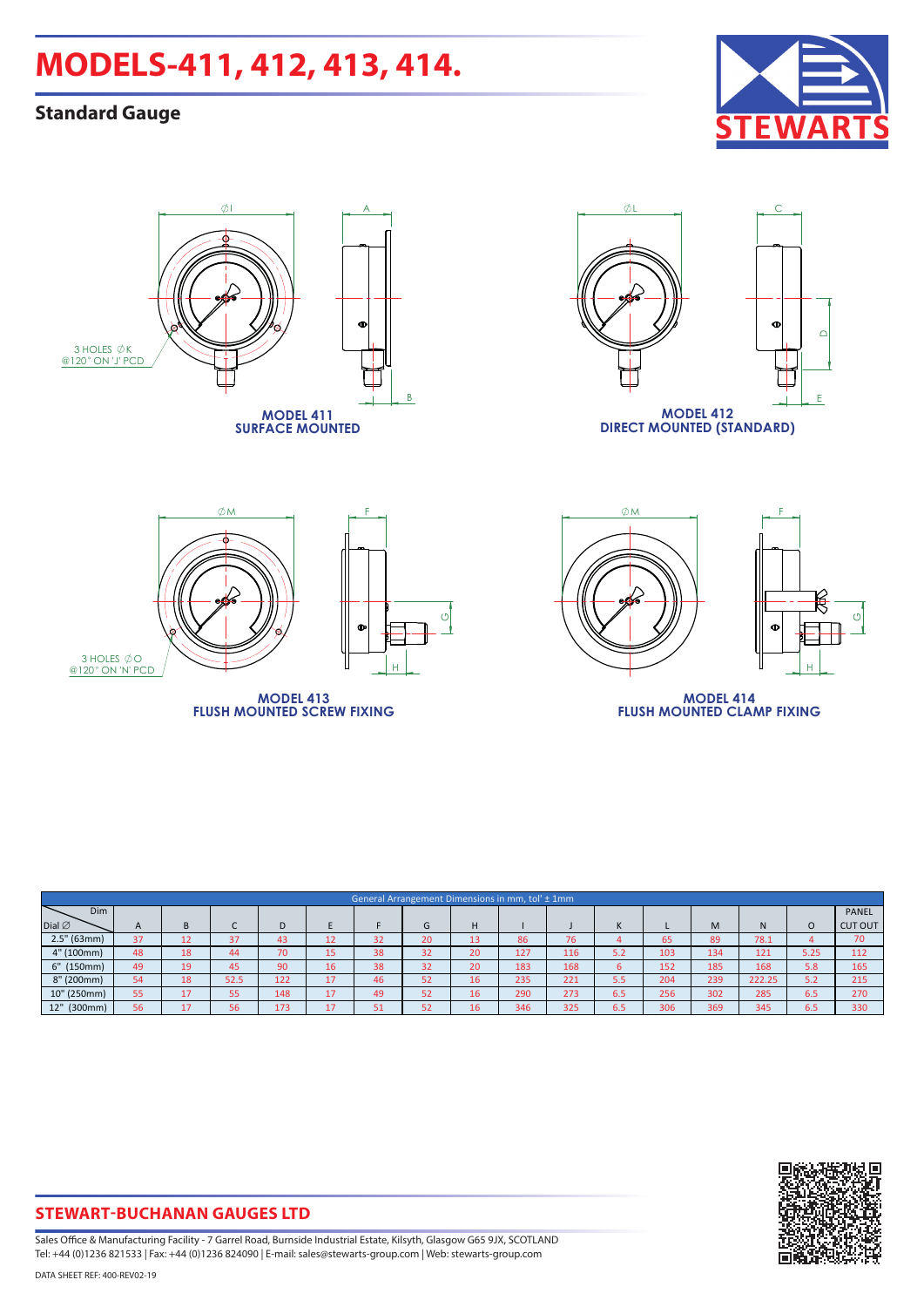# MODELS-411, 412, 413, 414.

## Standard Gauge

STEWARTS

MODEL 411
SURFACE MOUNTED

3 HOLES ∅K @120° ON 'J' PCD

MODEL 412
DIRECT MOUNTED (STANDARD)

MODEL 413
FLUSH MOUNTED SCREW FIXING

3 HOLES ∅O @120° ON 'N' PCD

MODEL 414
FLUSH MOUNTED CLAMP FIXING

General Arrangement Dimensions in mm, tol' ± 1mm

| Dim / Dial ∅ | A | B | C | D | E | F | G | H | I | J | K | L | M | N | O | PANEL CUT OUT |
|---|---|---|---|---|---|---|---|---|---|---|---|---|---|---|---|---|
| 2.5" (63mm) | 37 | 12 | 37 | 43 | 12 | 32 | 20 | 13 | 86 | 76 | 4 | 65 | 89 | 78.1 | 4 | 70 |
| 4" (100mm) | 48 | 18 | 44 | 70 | 15 | 38 | 32 | 20 | 127 | 116 | 5.2 | 103 | 134 | 121 | 5.25 | 112 |
| 6" (150mm) | 49 | 19 | 45 | 90 | 16 | 38 | 32 | 20 | 183 | 168 | 6 | 152 | 185 | 168 | 5.8 | 165 |
| 8" (200mm) | 54 | 18 | 52.5 | 122 | 17 | 46 | 52 | 16 | 235 | 221 | 5.5 | 204 | 239 | 222.25 | 5.2 | 215 |
| 10" (250mm) | 55 | 17 | 55 | 148 | 17 | 49 | 52 | 16 | 290 | 273 | 6.5 | 256 | 302 | 285 | 6.5 | 270 |
| 12" (300mm) | 56 | 17 | 56 | 173 | 17 | 51 | 52 | 16 | 346 | 325 | 6.5 | 306 | 369 | 345 | 6.5 | 330 |

## STEWART-BUCHANAN GAUGES LTD

Sales Office & Manufacturing Facility - 7 Garrel Road, Burnside Industrial Estate, Kilsyth, Glasgow G65 9JX, SCOTLAND
Tel: +44 (0)1236 821533 | Fax: +44 (0)1236 824090 | E-mail: sales@stewarts-group.com | Web: stewarts-group.com

DATA SHEET REF: 400-REV02-19